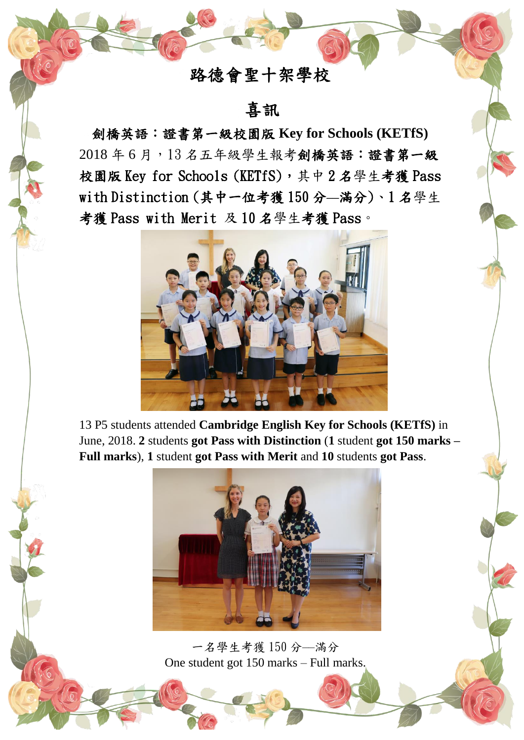# 路德會聖十架學校

## 喜訊

**劍橋英語：證書第一級校園版 Key for Schools (KETfS)**

2018 年 6 月，13 名五年級學生報考**劍橋英語：證書第一級校園版 Key for Schools (KETfS)**，其中 2 名學生**考獲 Pass with Distinction（其中一位考獲 150 分—滿分）**、1 名學生**考獲 Pass with Merit** 及 10 名學生**考獲 Pass**。

13 P5 students attended **Cambridge English Key for Schools (KETfS)** in June, 2018. **2** students **got Pass with Distinction** (**1** student **got 150 marks – Full marks**), **1** student **got Pass with Merit** and **10** students **got Pass**.

一名學生考獲 150 分—滿分

One student got 150 marks – Full marks.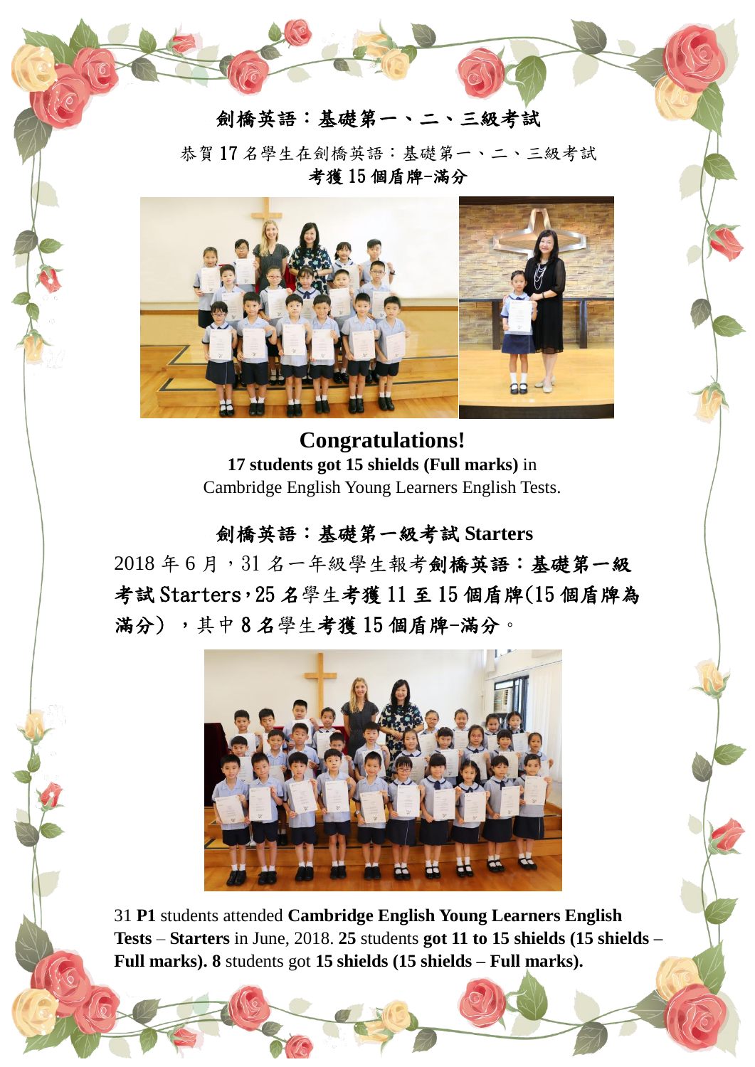## 劍橋英語：基礎第一、二、三級考試

恭賀 17 名學生在劍橋英語：基礎第一、二、三級考試

**考獲 15 個盾牌-滿分**

**Congratulations!**

**17 students got 15 shields (Full marks)** in Cambridge English Young Learners English Tests.

## 劍橋英語：基礎第一級考試 Starters

2018 年 6 月，31 名一年級學生報考**劍橋英語：基礎第一級考試 Starters**，25 名學生**考獲 11 至 15 個盾牌(15 個盾牌為滿分）**，其中 8 名學生**考獲 15 個盾牌-滿分**。

31 **P1** students attended **Cambridge English Young Learners English Tests** – **Starters** in June, 2018. **25** students **got 11 to 15 shields (15 shields – Full marks). 8** students got **15 shields (15 shields – Full marks).**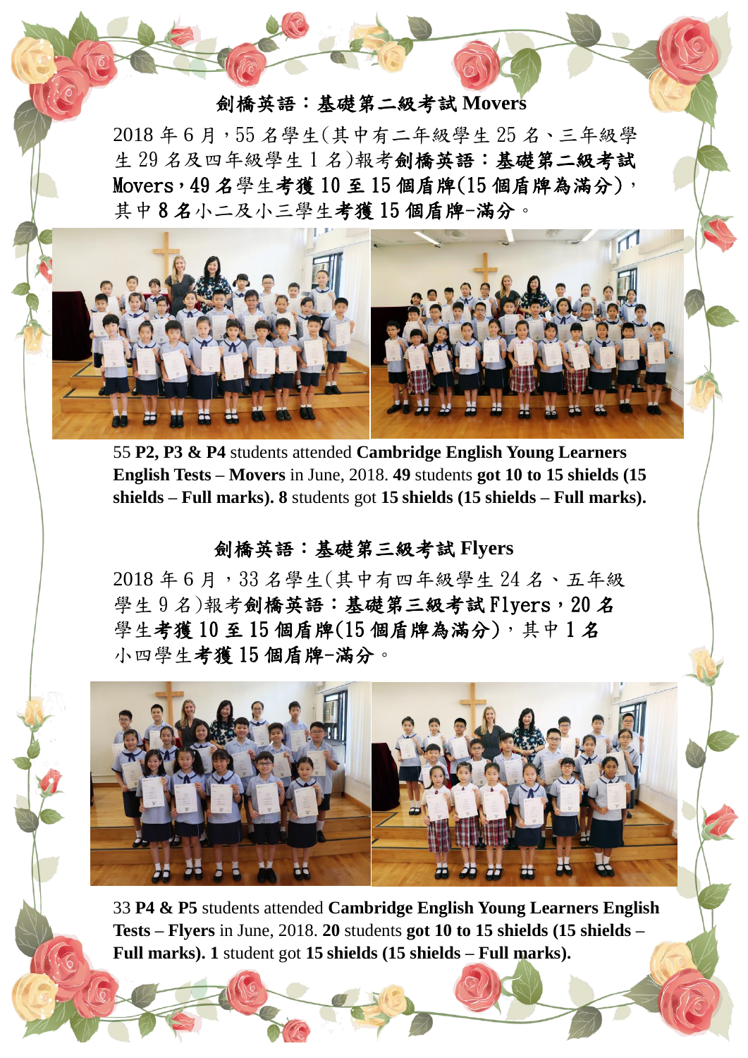## 劍橋英語：基礎第二級考試 Movers

2018 年 6 月，55 名學生(其中有二年級學生 25 名、三年級學生 29 名及四年級學生 1 名)報考**劍橋英語：基礎第二級考試 Movers**，**49 名**學生**考獲 10 至 15 個盾牌(15 個盾牌為滿分)**，其中 **8 名**小二及小三學生**考獲 15 個盾牌-滿分**。

55 **P2, P3 & P4** students attended **Cambridge English Young Learners English Tests – Movers** in June, 2018. **49** students **got 10 to 15 shields (15 shields – Full marks). 8** students got **15 shields (15 shields – Full marks).**

## 劍橋英語：基礎第三級考試 Flyers

2018 年 6 月，33 名學生(其中有四年級學生 24 名、五年級學生 9 名)報考**劍橋英語：基礎第三級考試 Flyers**，**20 名**學生**考獲 10 至 15 個盾牌(15 個盾牌為滿分)**，其中 **1 名**小四學生**考獲 15 個盾牌-滿分**。

33 **P4 & P5** students attended **Cambridge English Young Learners English Tests – Flyers** in June, 2018. **20** students **got 10 to 15 shields (15 shields – Full marks). 1** student got **15 shields (15 shields – Full marks).**